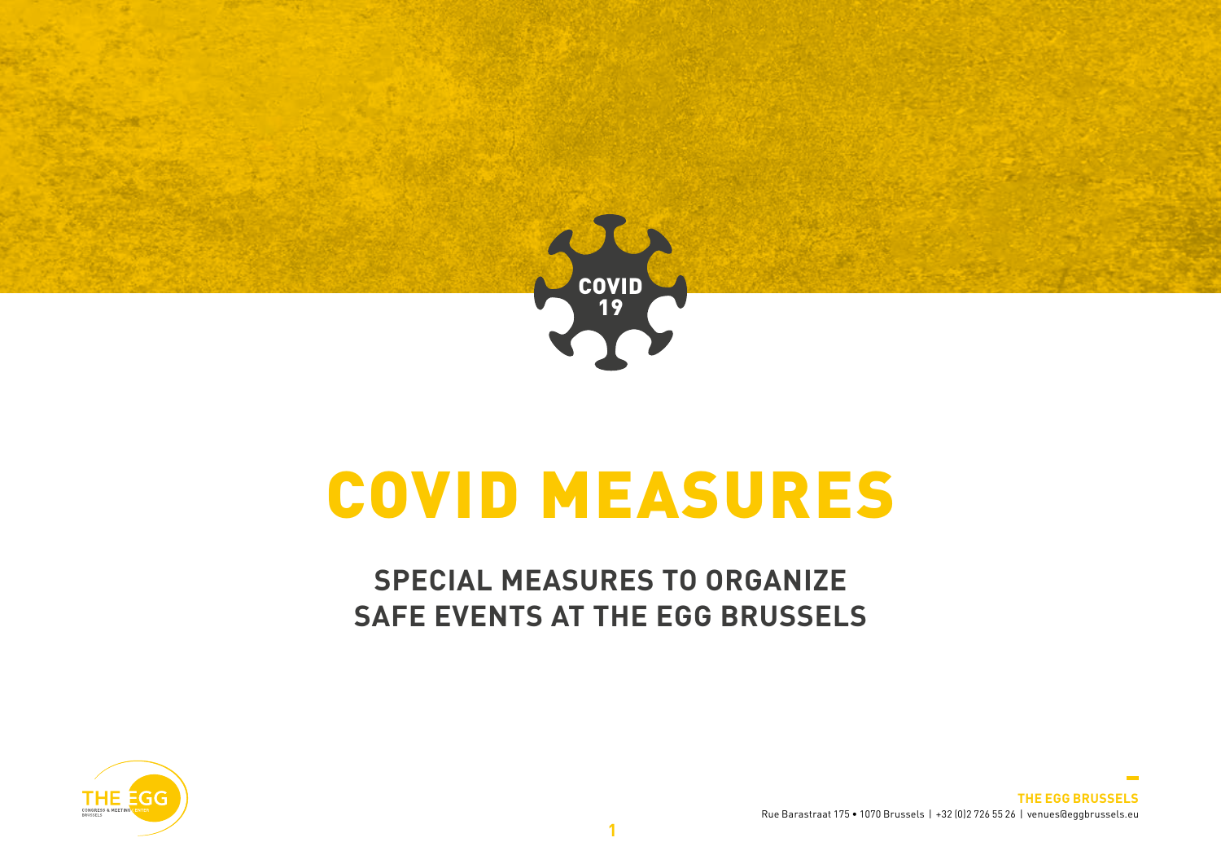COVID 19

# COVID MEASURES

## SPECIAL MEASURES TO ORGANIZE SAFE EVENTS AT THE EGG BRUSSELS

THE EGG CONGRESS & MEETING CENTER BRUSSELS

**THE EGG BRUSSELS**
Rue Barastraat 175 • 1070 Brussels | +32 (0)2 726 55 26 | venues@eggbrussels.eu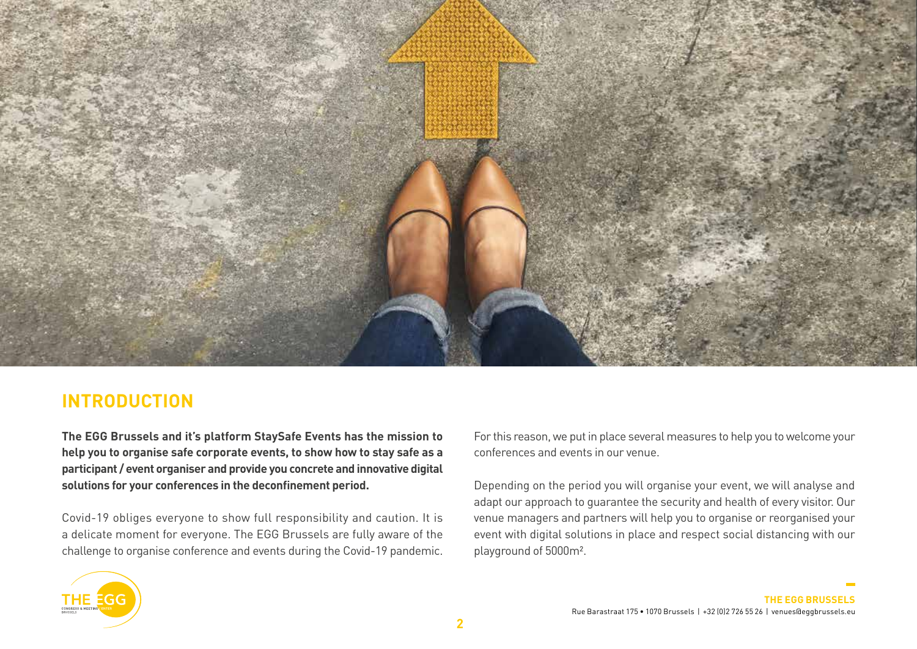## INTRODUCTION

**The EGG Brussels and it's platform StaySafe Events has the mission to help you to organise safe corporate events, to show how to stay safe as a participant / event organiser and provide you concrete and innovative digital solutions for your conferences in the deconfinement period.**

Covid-19 obliges everyone to show full responsibility and caution. It is a delicate moment for everyone. The EGG Brussels are fully aware of the challenge to organise conference and events during the Covid-19 pandemic.

For this reason, we put in place several measures to help you to welcome your conferences and events in our venue.

Depending on the period you will organise your event, we will analyse and adapt our approach to guarantee the security and health of every visitor. Our venue managers and partners will help you to organise or reorganised your event with digital solutions in place and respect social distancing with our playground of 5000m².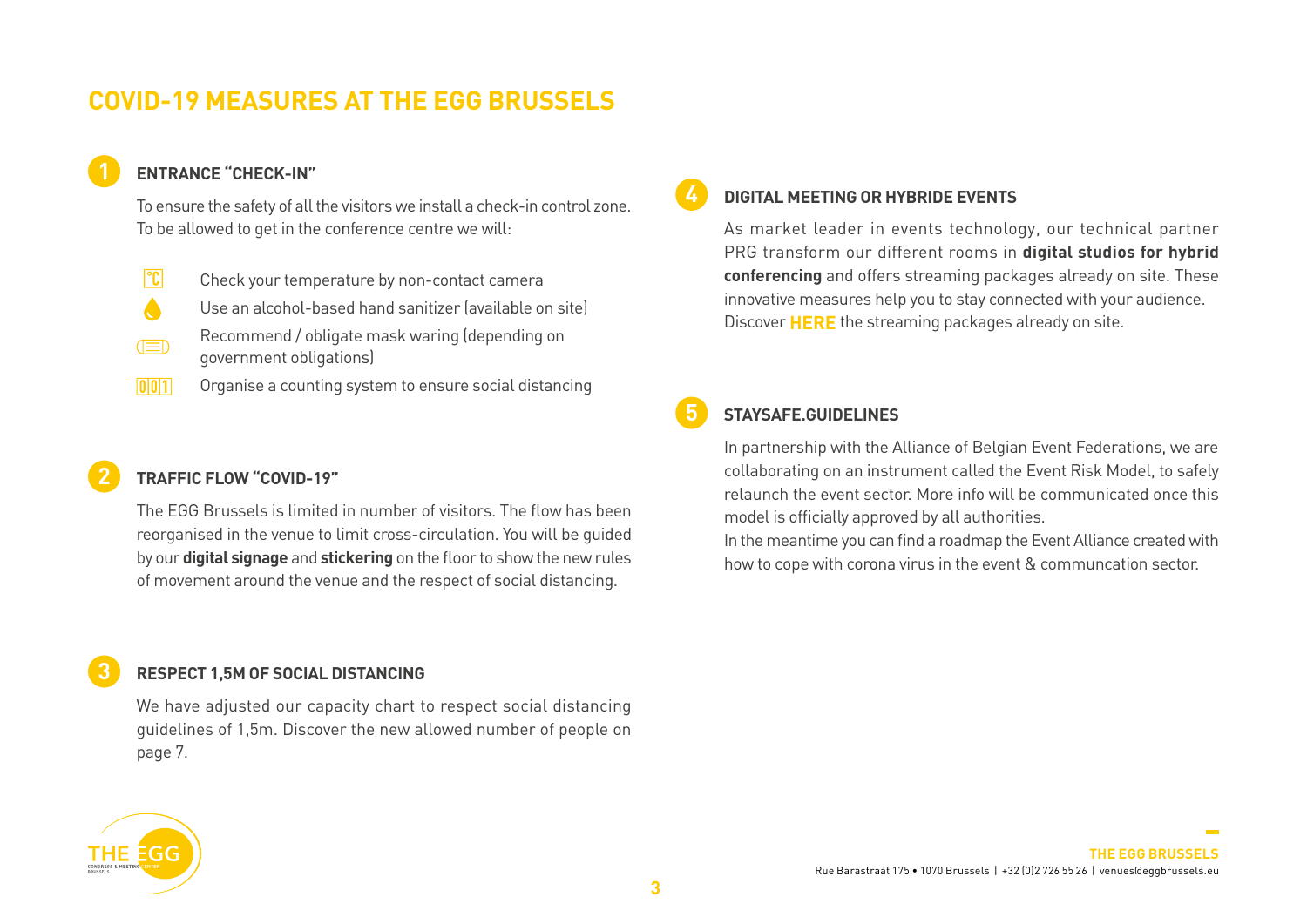# COVID-19 MEASURES AT THE EGG BRUSSELS

## 1 ENTRANCE "CHECK-IN"

To ensure the safety of all the visitors we install a check-in control zone. To be allowed to get in the conference centre we will:

- Check your temperature by non-contact camera
- Use an alcohol-based hand sanitizer (available on site)
- Recommend / obligate mask waring (depending on government obligations)
- Organise a counting system to ensure social distancing

## 2 TRAFFIC FLOW "COVID-19"

The EGG Brussels is limited in number of visitors. The flow has been reorganised in the venue to limit cross-circulation. You will be guided by our **digital signage** and **stickering** on the floor to show the new rules of movement around the venue and the respect of social distancing.

## 3 RESPECT 1,5M OF SOCIAL DISTANCING

We have adjusted our capacity chart to respect social distancing guidelines of 1,5m. Discover the new allowed number of people on page 7.

## 4 DIGITAL MEETING OR HYBRIDE EVENTS

As market leader in events technology, our technical partner PRG transform our different rooms in **digital studios for hybrid conferencing** and offers streaming packages already on site. These innovative measures help you to stay connected with your audience. Discover **HERE** the streaming packages already on site.

## 5 STAYSAFE.GUIDELINES

In partnership with the Alliance of Belgian Event Federations, we are collaborating on an instrument called the Event Risk Model, to safely relaunch the event sector. More info will be communicated once this model is officially approved by all authorities.

In the meantime you can find a roadmap the Event Alliance created with how to cope with corona virus in the event & communcation sector.

**THE EGG BRUSSELS**
Rue Barastraat 175 • 1070 Brussels | +32 (0)2 726 55 26 | venues@eggbrussels.eu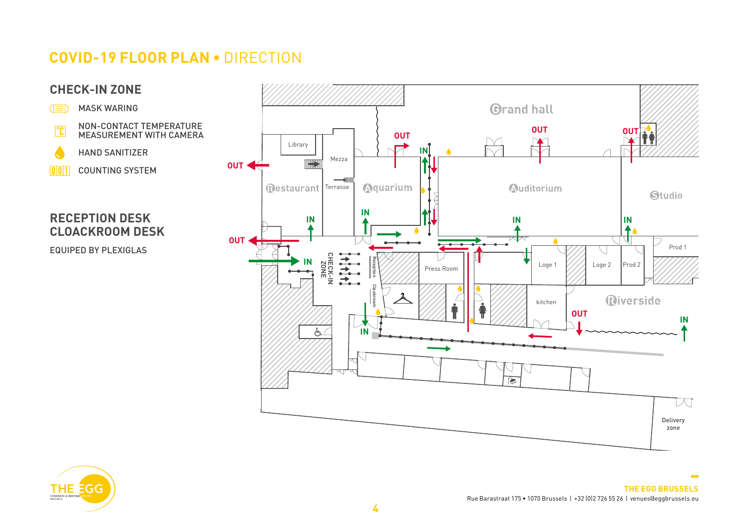# COVID-19 FLOOR PLAN • DIRECTION

## CHECK-IN ZONE

- MASK WARING
- NON-CONTACT TEMPERATURE MEASUREMENT WITH CAMERA
- HAND SANITIZER
- COUNTING SYSTEM

## RECEPTION DESK CLOACKROOM DESK

EQUIPED BY PLEXIGLAS

Grand hall

OUT OUT OUT IN OUT

Library Mezza Restaurant Terrasse Aquarium Auditorium Studio

IN IN IN IN OUT

CHECK-IN ZONE IN Reception Cloakroom Press Room Loge 1 Loge 2 Prod 2 Prod 1

kitchen Riverside OUT IN

IN

Delivery zone

**THE EGG BRUSSELS**

Rue Barastraat 175 • 1070 Brussels | +32 (0)2 726 55 26 | venues@eggbrussels.eu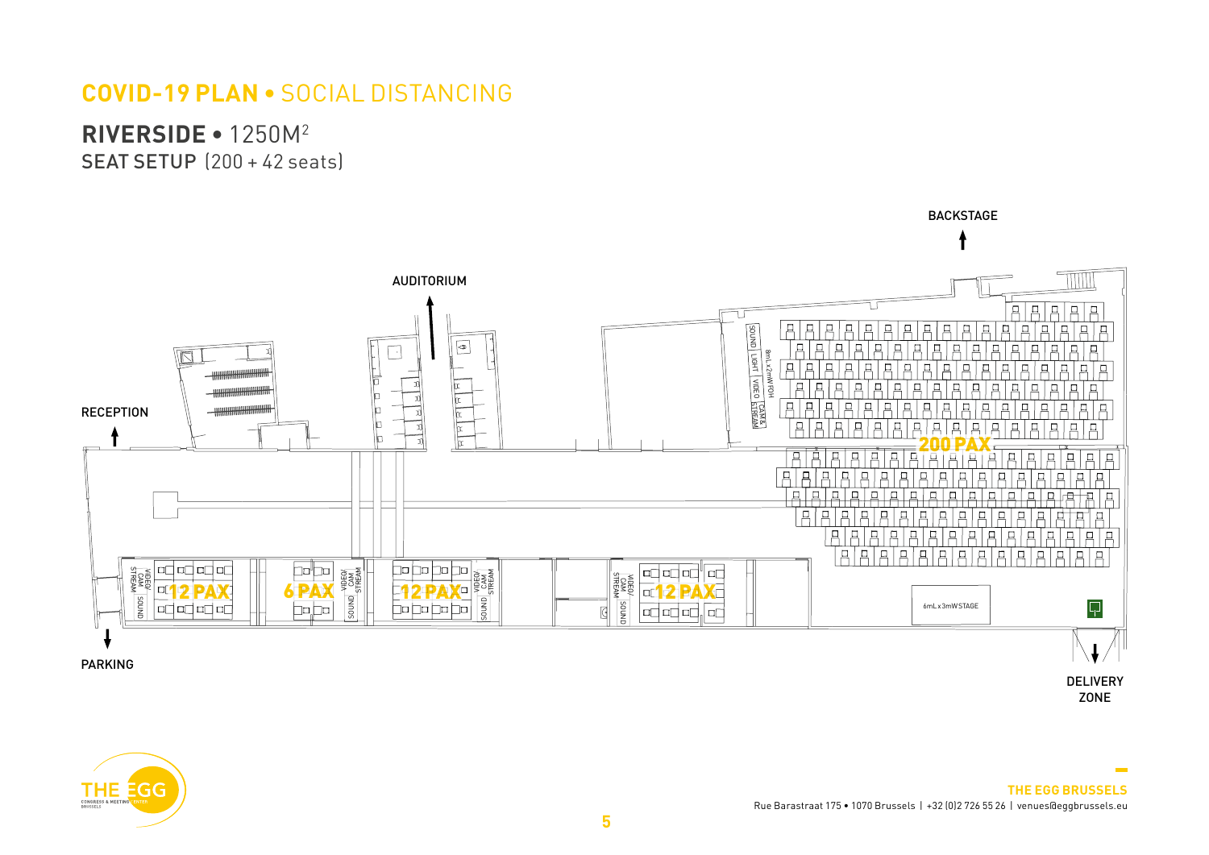## COVID-19 PLAN • SOCIAL DISTANCING

## RIVERSIDE • 1250M²

SEAT SETUP (200 + 42 seats)

BACKSTAGE

AUDITORIUM

RECEPTION

SOUND LIGHT VIDEO CAM & STREAM

8mL x 2mW FOH

200 PAX

VIDEO/ CAM STREAM

SOUND

12 PAX

6 PAX

VIDEO/ CAM STREAM

SOUND

12 PAX

VIDEO/ CAM STREAM

SOUND

VIDEO/ CAM STREAM

SOUND

12 PAX

6mL x 3mW STAGE

PARKING

DELIVERY ZONE

**THE EGG BRUSSELS**

Rue Barastraat 175 • 1070 Brussels | +32 (0)2 726 55 26 | venues@eggbrussels.eu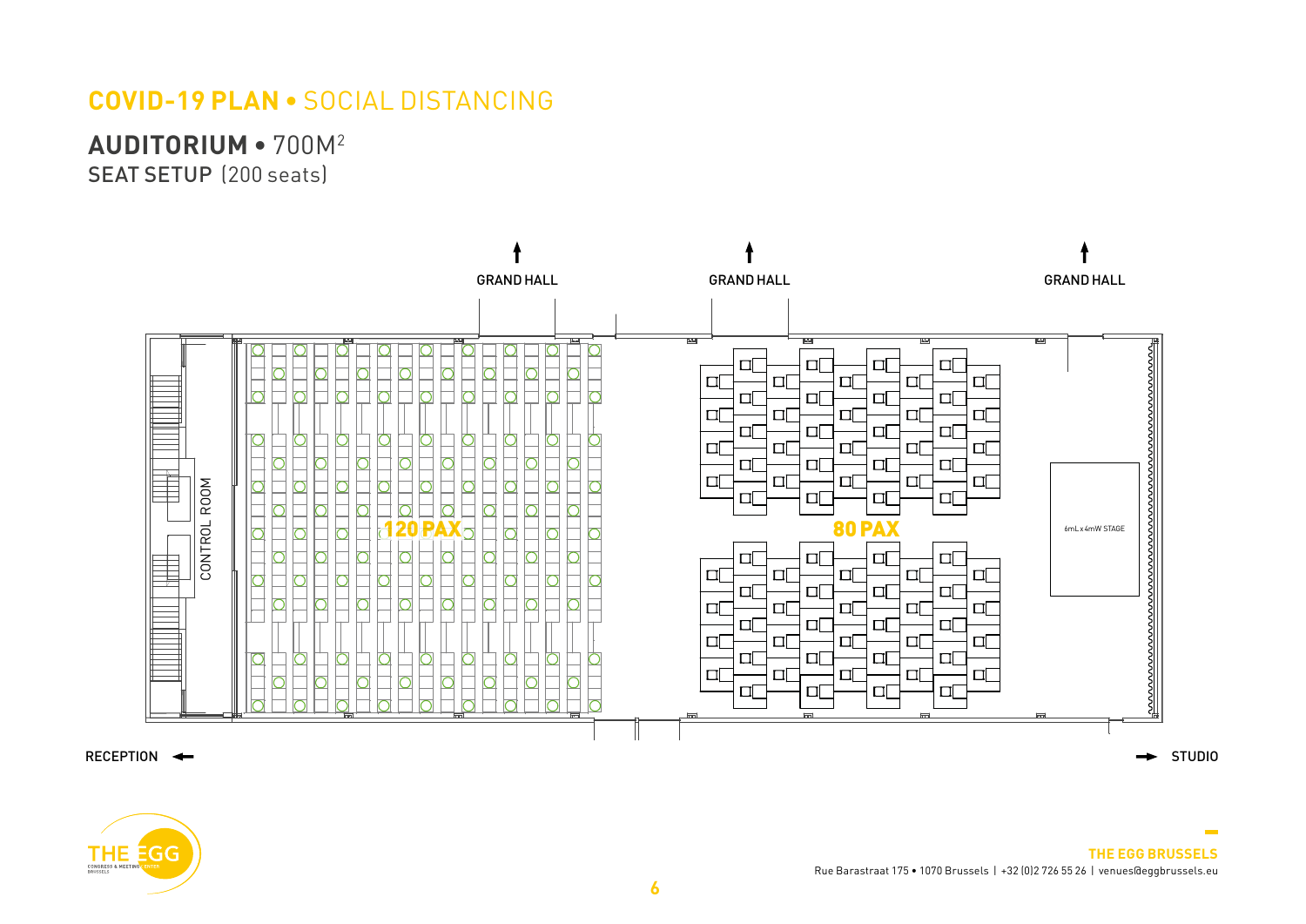# COVID-19 PLAN • SOCIAL DISTANCING

## AUDITORIUM • 700M²

SEAT SETUP (200 seats)

GRAND HALL

GRAND HALL

GRAND HALL

CONTROL ROOM

120 PAX

80 PAX

6mL x 4mW STAGE

RECEPTION

STUDIO

THE EGG BRUSSELS

Rue Barastraat 175 • 1070 Brussels | +32 (0)2 726 55 26 | venues@eggbrussels.eu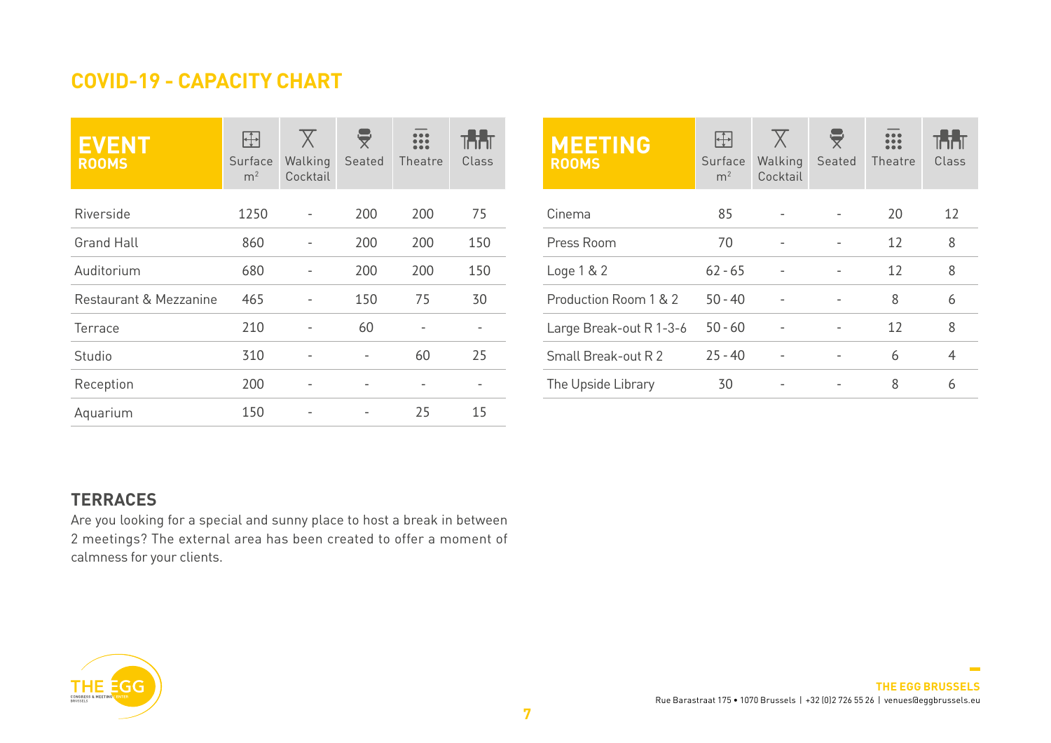## COVID-19 - CAPACITY CHART

| EVENT ROOMS | Surface m² | Walking Cocktail | Seated | Theatre | Class |
|---|---|---|---|---|---|
| Riverside | 1250 | - | 200 | 200 | 75 |
| Grand Hall | 860 | - | 200 | 200 | 150 |
| Auditorium | 680 | - | 200 | 200 | 150 |
| Restaurant & Mezzanine | 465 | - | 150 | 75 | 30 |
| Terrace | 210 | - | 60 | - | - |
| Studio | 310 | - | - | 60 | 25 |
| Reception | 200 | - | - | - | - |
| Aquarium | 150 | - | - | 25 | 15 |

| MEETING ROOMS | Surface m² | Walking Cocktail | Seated | Theatre | Class |
|---|---|---|---|---|---|
| Cinema | 85 | - | - | 20 | 12 |
| Press Room | 70 | - | - | 12 | 8 |
| Loge 1 & 2 | 62 - 65 | - | - | 12 | 8 |
| Production Room 1 & 2 | 50 - 40 | - | - | 8 | 6 |
| Large Break-out R 1-3-6 | 50 - 60 | - | - | 12 | 8 |
| Small Break-out R 2 | 25 - 40 | - | - | 6 | 4 |
| The Upside Library | 30 | - | - | 8 | 6 |

### TERRACES

Are you looking for a special and sunny place to host a break in between 2 meetings? The external area has been created to offer a moment of calmness for your clients.

THE EGG CONGRESS & MEETING CENTER BRUSSELS

**THE EGG BRUSSELS**
Rue Barastraat 175 • 1070 Brussels | +32 (0)2 726 55 26 | venues@eggbrussels.eu